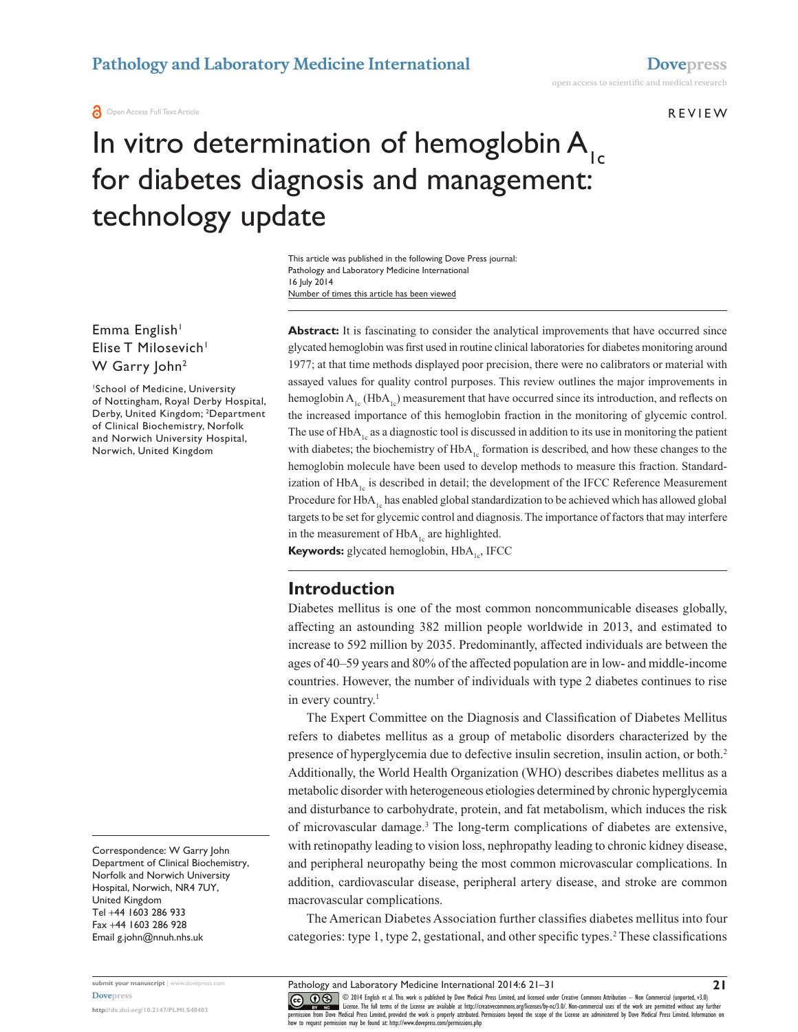Pathology and Laboratory Medicine International

Open Access Full Text Article

REVIEW

# In vitro determination of hemoglobin $A_{1c}$ for diabetes diagnosis and management: technology update

This article was published in the following Dove Press journal:
Pathology and Laboratory Medicine International
16 July 2014
Number of times this article has been viewed

Emma English[1]
Elise T Milosevich[1]
W Garry John[2]

[1]School of Medicine, University of Nottingham, Royal Derby Hospital, Derby, United Kingdom; [2]Department of Clinical Biochemistry, Norfolk and Norwich University Hospital, Norwich, United Kingdom

Correspondence: W Garry John
Department of Clinical Biochemistry, Norfolk and Norwich University Hospital, Norwich, NR4 7UY, United Kingdom
Tel +44 1603 286 933
Fax +44 1603 286 928
Email g.john@nnuh.nhs.uk

**Abstract:** It is fascinating to consider the analytical improvements that have occurred since glycated hemoglobin was first used in routine clinical laboratories for diabetes monitoring around 1977; at that time methods displayed poor precision, there were no calibrators or material with assayed values for quality control purposes. This review outlines the major improvements in hemoglobin $A_{1c}$ ($HbA_{1c}$) measurement that have occurred since its introduction, and reflects on the increased importance of this hemoglobin fraction in the monitoring of glycemic control. The use of $HbA_{1c}$ as a diagnostic tool is discussed in addition to its use in monitoring the patient with diabetes; the biochemistry of $HbA_{1c}$ formation is described, and how these changes to the hemoglobin molecule have been used to develop methods to measure this fraction. Standardization of $HbA_{1c}$ is described in detail; the development of the IFCC Reference Measurement Procedure for $HbA_{1c}$ has enabled global standardization to be achieved which has allowed global targets to be set for glycemic control and diagnosis. The importance of factors that may interfere in the measurement of $HbA_{1c}$ are highlighted.

**Keywords:** glycated hemoglobin, $HbA_{1c}$, IFCC

## Introduction

Diabetes mellitus is one of the most common noncommunicable diseases globally, affecting an astounding 382 million people worldwide in 2013, and estimated to increase to 592 million by 2035. Predominantly, affected individuals are between the ages of 40–59 years and 80% of the affected population are in low- and middle-income countries. However, the number of individuals with type 2 diabetes continues to rise in every country.[1]

The Expert Committee on the Diagnosis and Classification of Diabetes Mellitus refers to diabetes mellitus as a group of metabolic disorders characterized by the presence of hyperglycemia due to defective insulin secretion, insulin action, or both.[2] Additionally, the World Health Organization (WHO) describes diabetes mellitus as a metabolic disorder with heterogeneous etiologies determined by chronic hyperglycemia and disturbance to carbohydrate, protein, and fat metabolism, which induces the risk of microvascular damage.[3] The long-term complications of diabetes are extensive, with retinopathy leading to vision loss, nephropathy leading to chronic kidney disease, and peripheral neuropathy being the most common microvascular complications. In addition, cardiovascular disease, peripheral artery disease, and stroke are common macrovascular complications.

The American Diabetes Association further classifies diabetes mellitus into four categories: type 1, type 2, gestational, and other specific types.[2] These classifications

© 2014 English et al. This work is published by Dove Medical Press Limited, and licensed under Creative Commons Attribution – Non Commercial (unported, v3.0) License. The full terms of the License are available at http://creativecommons.org/licenses/by-nc/3.0/. Non-commercial uses of the work are permitted without any further permission from Dove Medical Press Limited, provided the work is properly attributed. Permissions beyond the scope of the License are administered by Dove Medical Press Limited. Information on how to request permission may be found at: http://www.dovepress.com/permissions.php

http://dx.doi.org/10.2147/PLMI.S48403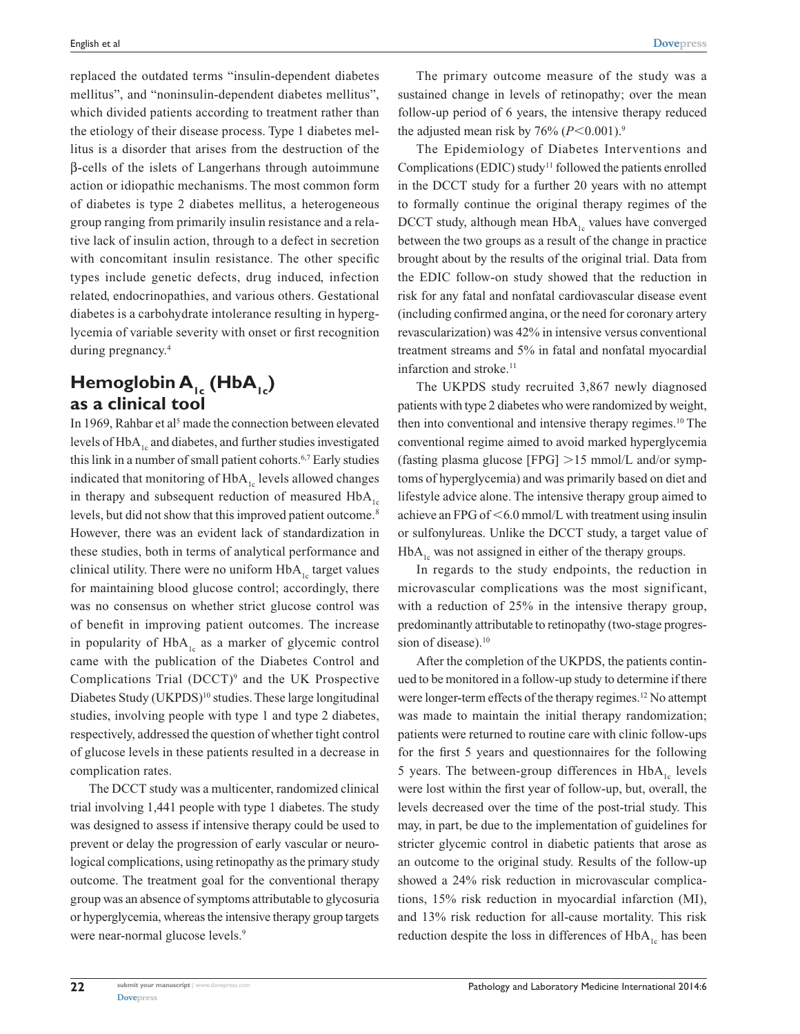replaced the outdated terms "insulin-dependent diabetes mellitus", and "noninsulin-dependent diabetes mellitus", which divided patients according to treatment rather than the etiology of their disease process. Type 1 diabetes mellitus is a disorder that arises from the destruction of the β-cells of the islets of Langerhans through autoimmune action or idiopathic mechanisms. The most common form of diabetes is type 2 diabetes mellitus, a heterogeneous group ranging from primarily insulin resistance and a relative lack of insulin action, through to a defect in secretion with concomitant insulin resistance. The other specific types include genetic defects, drug induced, infection related, endocrinopathies, and various others. Gestational diabetes is a carbohydrate intolerance resulting in hyperglycemia of variable severity with onset or first recognition during pregnancy.[4]

## Hemoglobin $A_{1c}$ ($HbA_{1c}$) as a clinical tool

In 1969, Rahbar et al[5] made the connection between elevated levels of $HbA_{1c}$ and diabetes, and further studies investigated this link in a number of small patient cohorts.[6,7] Early studies indicated that monitoring of $HbA_{1c}$ levels allowed changes in therapy and subsequent reduction of measured $HbA_{1c}$ levels, but did not show that this improved patient outcome.[8] However, there was an evident lack of standardization in these studies, both in terms of analytical performance and clinical utility. There were no uniform $HbA_{1c}$ target values for maintaining blood glucose control; accordingly, there was no consensus on whether strict glucose control was of benefit in improving patient outcomes. The increase in popularity of $HbA_{1c}$ as a marker of glycemic control came with the publication of the Diabetes Control and Complications Trial (DCCT)[9] and the UK Prospective Diabetes Study (UKPDS)[10] studies. These large longitudinal studies, involving people with type 1 and type 2 diabetes, respectively, addressed the question of whether tight control of glucose levels in these patients resulted in a decrease in complication rates.

The DCCT study was a multicenter, randomized clinical trial involving 1,441 people with type 1 diabetes. The study was designed to assess if intensive therapy could be used to prevent or delay the progression of early vascular or neurological complications, using retinopathy as the primary study outcome. The treatment goal for the conventional therapy group was an absence of symptoms attributable to glycosuria or hyperglycemia, whereas the intensive therapy group targets were near-normal glucose levels.[9]

The primary outcome measure of the study was a sustained change in levels of retinopathy; over the mean follow-up period of 6 years, the intensive therapy reduced the adjusted mean risk by 76% ($P<0.001$).[9]

The Epidemiology of Diabetes Interventions and Complications (EDIC) study[11] followed the patients enrolled in the DCCT study for a further 20 years with no attempt to formally continue the original therapy regimes of the DCCT study, although mean $HbA_{1c}$ values have converged between the two groups as a result of the change in practice brought about by the results of the original trial. Data from the EDIC follow-on study showed that the reduction in risk for any fatal and nonfatal cardiovascular disease event (including confirmed angina, or the need for coronary artery revascularization) was 42% in intensive versus conventional treatment streams and 5% in fatal and nonfatal myocardial infarction and stroke.[11]

The UKPDS study recruited 3,867 newly diagnosed patients with type 2 diabetes who were randomized by weight, then into conventional and intensive therapy regimes.[10] The conventional regime aimed to avoid marked hyperglycemia (fasting plasma glucose [FPG] $>15$ mmol/L and/or symptoms of hyperglycemia) and was primarily based on diet and lifestyle advice alone. The intensive therapy group aimed to achieve an FPG of $<6.0$ mmol/L with treatment using insulin or sulfonylureas. Unlike the DCCT study, a target value of $HbA_{1c}$ was not assigned in either of the therapy groups.

In regards to the study endpoints, the reduction in microvascular complications was the most significant, with a reduction of 25% in the intensive therapy group, predominantly attributable to retinopathy (two-stage progression of disease).[10]

After the completion of the UKPDS, the patients continued to be monitored in a follow-up study to determine if there were longer-term effects of the therapy regimes.[12] No attempt was made to maintain the initial therapy randomization; patients were returned to routine care with clinic follow-ups for the first 5 years and questionnaires for the following 5 years. The between-group differences in $HbA_{1c}$ levels were lost within the first year of follow-up, but, overall, the levels decreased over the time of the post-trial study. This may, in part, be due to the implementation of guidelines for stricter glycemic control in diabetic patients that arose as an outcome to the original study. Results of the follow-up showed a 24% risk reduction in microvascular complications, 15% risk reduction in myocardial infarction (MI), and 13% risk reduction for all-cause mortality. This risk reduction despite the loss in differences of $HbA_{1c}$ has been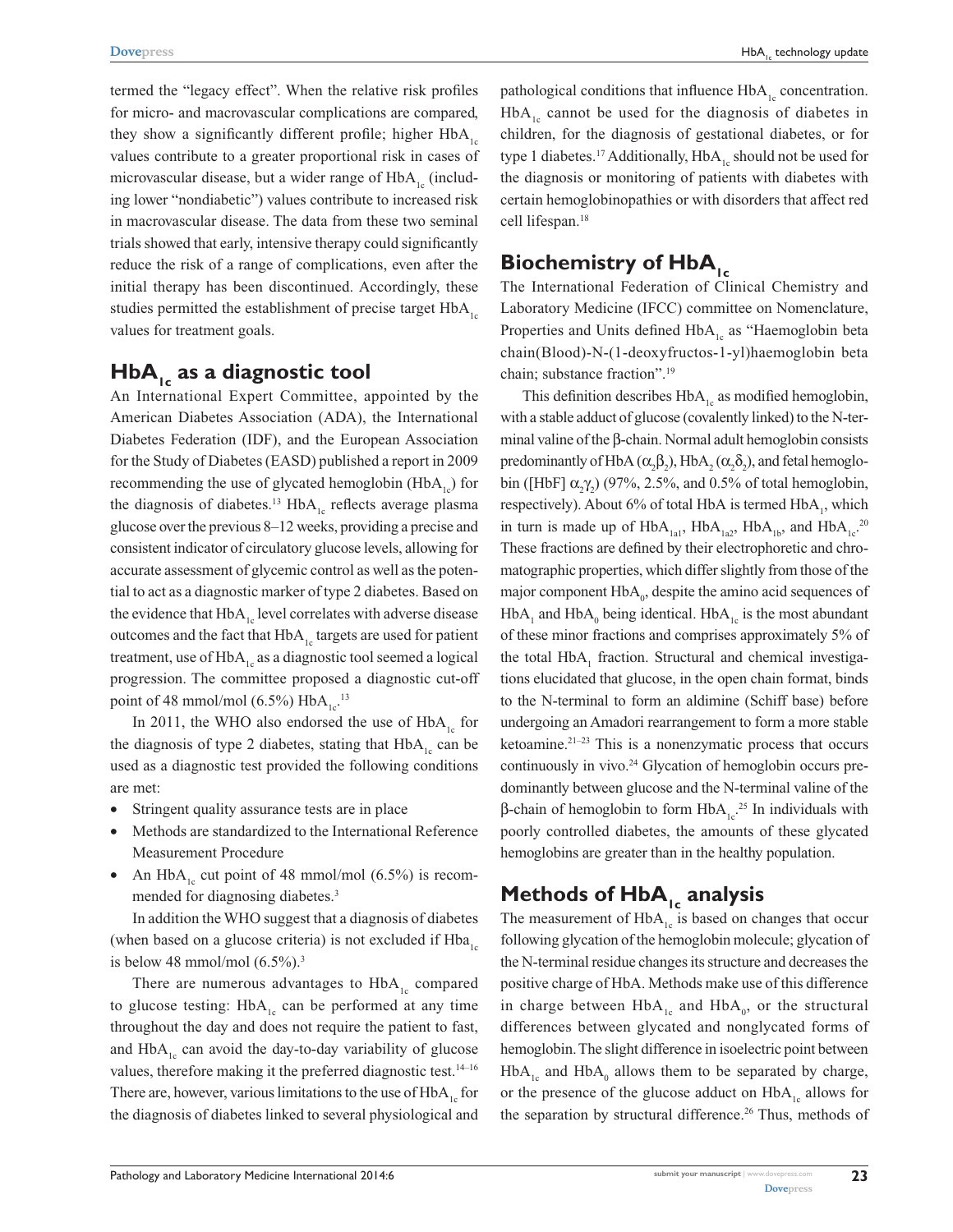termed the "legacy effect". When the relative risk profiles for micro- and macrovascular complications are compared, they show a significantly different profile; higher $HbA_{1c}$ values contribute to a greater proportional risk in cases of microvascular disease, but a wider range of $HbA_{1c}$ (including lower "nondiabetic") values contribute to increased risk in macrovascular disease. The data from these two seminal trials showed that early, intensive therapy could significantly reduce the risk of a range of complications, even after the initial therapy has been discontinued. Accordingly, these studies permitted the establishment of precise target $HbA_{1c}$ values for treatment goals.

## $HbA_{1c}$ as a diagnostic tool

An International Expert Committee, appointed by the American Diabetes Association (ADA), the International Diabetes Federation (IDF), and the European Association for the Study of Diabetes (EASD) published a report in 2009 recommending the use of glycated hemoglobin ($HbA_{1c}$) for the diagnosis of diabetes.[13] $HbA_{1c}$ reflects average plasma glucose over the previous 8–12 weeks, providing a precise and consistent indicator of circulatory glucose levels, allowing for accurate assessment of glycemic control as well as the potential to act as a diagnostic marker of type 2 diabetes. Based on the evidence that $HbA_{1c}$ level correlates with adverse disease outcomes and the fact that $HbA_{1c}$ targets are used for patient treatment, use of $HbA_{1c}$ as a diagnostic tool seemed a logical progression. The committee proposed a diagnostic cut-off point of 48 mmol/mol (6.5%) $HbA_{1c}$.[13]

In 2011, the WHO also endorsed the use of $HbA_{1c}$ for the diagnosis of type 2 diabetes, stating that $HbA_{1c}$ can be used as a diagnostic test provided the following conditions are met:

- Stringent quality assurance tests are in place
- Methods are standardized to the International Reference Measurement Procedure
- An $HbA_{1c}$ cut point of 48 mmol/mol (6.5%) is recommended for diagnosing diabetes.[3]

In addition the WHO suggest that a diagnosis of diabetes (when based on a glucose criteria) is not excluded if $Hba_{1c}$ is below 48 mmol/mol (6.5%).[3]

There are numerous advantages to $HbA_{1c}$ compared to glucose testing: $HbA_{1c}$ can be performed at any time throughout the day and does not require the patient to fast, and $HbA_{1c}$ can avoid the day-to-day variability of glucose values, therefore making it the preferred diagnostic test.[14–16] There are, however, various limitations to the use of $HbA_{1c}$ for the diagnosis of diabetes linked to several physiological and pathological conditions that influence $HbA_{1c}$ concentration. $HbA_{1c}$ cannot be used for the diagnosis of diabetes in children, for the diagnosis of gestational diabetes, or for type 1 diabetes.[17] Additionally, $HbA_{1c}$ should not be used for the diagnosis or monitoring of patients with diabetes with certain hemoglobinopathies or with disorders that affect red cell lifespan.[18]

## Biochemistry of $HbA_{1c}$

The International Federation of Clinical Chemistry and Laboratory Medicine (IFCC) committee on Nomenclature, Properties and Units defined $HbA_{1c}$ as "Haemoglobin beta chain(Blood)-N-(1-deoxyfructos-1-yl)haemoglobin beta chain; substance fraction".[19]

This definition describes $HbA_{1c}$ as modified hemoglobin, with a stable adduct of glucose (covalently linked) to the N-terminal valine of the β-chain. Normal adult hemoglobin consists predominantly of HbA ($\alpha_2\beta_2$), $HbA_2$ ($\alpha_2\delta_2$), and fetal hemoglobin ([HbF] $\alpha_2\gamma_2$) (97%, 2.5%, and 0.5% of total hemoglobin, respectively). About 6% of total HbA is termed $HbA_1$, which in turn is made up of $HbA_{1a1}$, $HbA_{1a2}$, $HbA_{1b}$, and $HbA_{1c}$.[20] These fractions are defined by their electrophoretic and chromatographic properties, which differ slightly from those of the major component $HbA_0$, despite the amino acid sequences of $HbA_1$ and $HbA_0$ being identical. $HbA_{1c}$ is the most abundant of these minor fractions and comprises approximately 5% of the total $HbA_1$ fraction. Structural and chemical investigations elucidated that glucose, in the open chain format, binds to the N-terminal to form an aldimine (Schiff base) before undergoing an Amadori rearrangement to form a more stable ketoamine.[21–23] This is a nonenzymatic process that occurs continuously in vivo.[24] Glycation of hemoglobin occurs predominantly between glucose and the N-terminal valine of the β-chain of hemoglobin to form $HbA_{1c}$.[25] In individuals with poorly controlled diabetes, the amounts of these glycated hemoglobins are greater than in the healthy population.

## Methods of $HbA_{1c}$ analysis

The measurement of $HbA_{1c}$ is based on changes that occur following glycation of the hemoglobin molecule; glycation of the N-terminal residue changes its structure and decreases the positive charge of HbA. Methods make use of this difference in charge between $HbA_{1c}$ and $HbA_0$, or the structural differences between glycated and nonglycated forms of hemoglobin. The slight difference in isoelectric point between $HbA_{1c}$ and $HbA_0$ allows them to be separated by charge, or the presence of the glucose adduct on $HbA_{1c}$ allows for the separation by structural difference.[26] Thus, methods of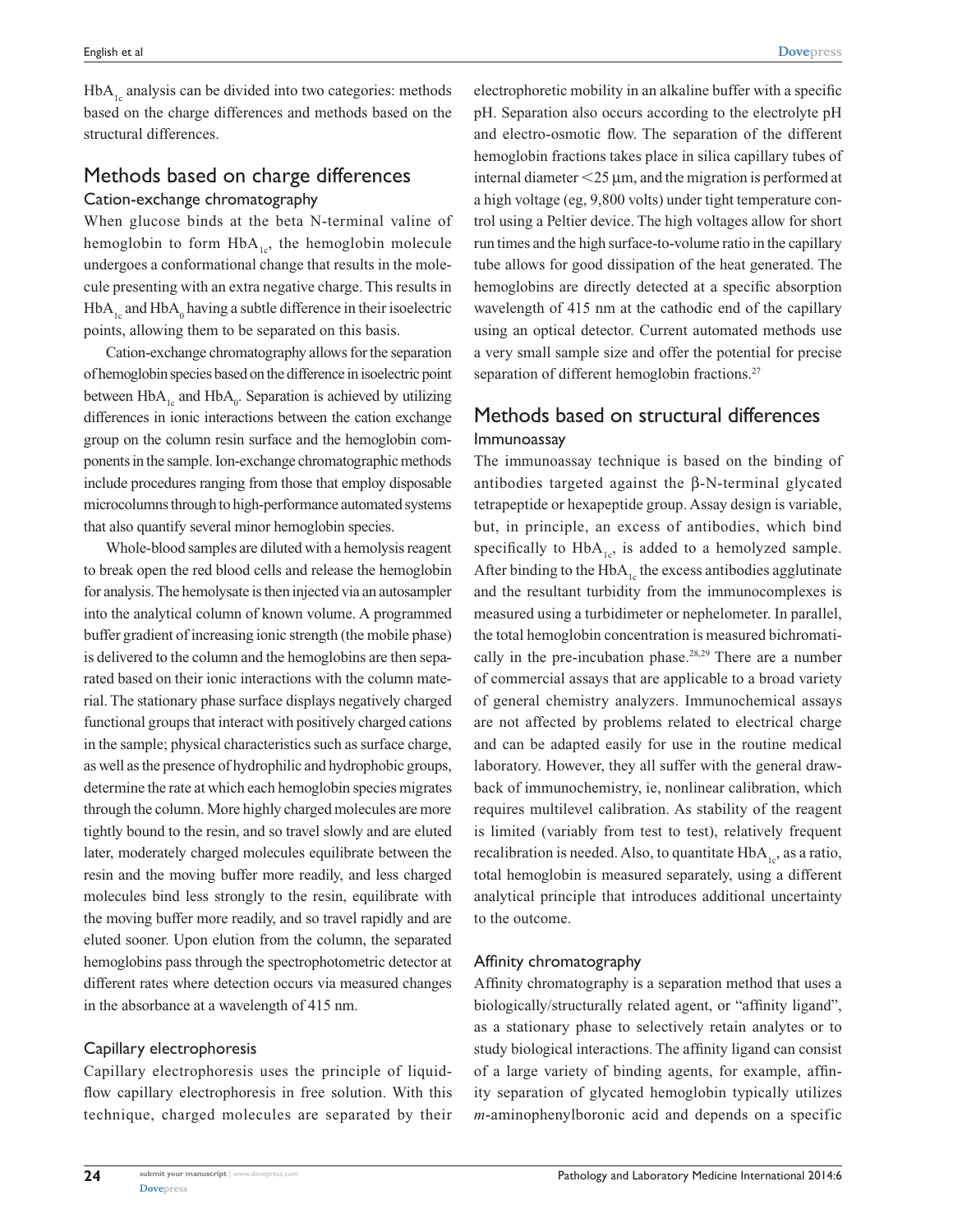$HbA_{1c}$ analysis can be divided into two categories: methods based on the charge differences and methods based on the structural differences.

## Methods based on charge differences

### Cation-exchange chromatography

When glucose binds at the beta N-terminal valine of hemoglobin to form $HbA_{1c}$, the hemoglobin molecule undergoes a conformational change that results in the molecule presenting with an extra negative charge. This results in $HbA_{1c}$ and $HbA_0$ having a subtle difference in their isoelectric points, allowing them to be separated on this basis.

Cation-exchange chromatography allows for the separation of hemoglobin species based on the difference in isoelectric point between $HbA_{1c}$ and $HbA_0$. Separation is achieved by utilizing differences in ionic interactions between the cation exchange group on the column resin surface and the hemoglobin components in the sample. Ion-exchange chromatographic methods include procedures ranging from those that employ disposable microcolumns through to high-performance automated systems that also quantify several minor hemoglobin species.

Whole-blood samples are diluted with a hemolysis reagent to break open the red blood cells and release the hemoglobin for analysis. The hemolysate is then injected via an autosampler into the analytical column of known volume. A programmed buffer gradient of increasing ionic strength (the mobile phase) is delivered to the column and the hemoglobins are then separated based on their ionic interactions with the column material. The stationary phase surface displays negatively charged functional groups that interact with positively charged cations in the sample; physical characteristics such as surface charge, as well as the presence of hydrophilic and hydrophobic groups, determine the rate at which each hemoglobin species migrates through the column. More highly charged molecules are more tightly bound to the resin, and so travel slowly and are eluted later, moderately charged molecules equilibrate between the resin and the moving buffer more readily, and less charged molecules bind less strongly to the resin, equilibrate with the moving buffer more readily, and so travel rapidly and are eluted sooner. Upon elution from the column, the separated hemoglobins pass through the spectrophotometric detector at different rates where detection occurs via measured changes in the absorbance at a wavelength of 415 nm.

### Capillary electrophoresis

Capillary electrophoresis uses the principle of liquid-flow capillary electrophoresis in free solution. With this technique, charged molecules are separated by their electrophoretic mobility in an alkaline buffer with a specific pH. Separation also occurs according to the electrolyte pH and electro-osmotic flow. The separation of the different hemoglobin fractions takes place in silica capillary tubes of internal diameter <25 μm, and the migration is performed at a high voltage (eg, 9,800 volts) under tight temperature control using a Peltier device. The high voltages allow for short run times and the high surface-to-volume ratio in the capillary tube allows for good dissipation of the heat generated. The hemoglobins are directly detected at a specific absorption wavelength of 415 nm at the cathodic end of the capillary using an optical detector. Current automated methods use a very small sample size and offer the potential for precise separation of different hemoglobin fractions.[27]

## Methods based on structural differences

### Immunoassay

The immunoassay technique is based on the binding of antibodies targeted against the β-N-terminal glycated tetrapeptide or hexapeptide group. Assay design is variable, but, in principle, an excess of antibodies, which bind specifically to $HbA_{1c}$, is added to a hemolyzed sample. After binding to the $HbA_{1c}$ the excess antibodies agglutinate and the resultant turbidity from the immunocomplexes is measured using a turbidimeter or nephelometer. In parallel, the total hemoglobin concentration is measured bichromatically in the pre-incubation phase.[28,29] There are a number of commercial assays that are applicable to a broad variety of general chemistry analyzers. Immunochemical assays are not affected by problems related to electrical charge and can be adapted easily for use in the routine medical laboratory. However, they all suffer with the general drawback of immunochemistry, ie, nonlinear calibration, which requires multilevel calibration. As stability of the reagent is limited (variably from test to test), relatively frequent recalibration is needed. Also, to quantitate $HbA_{1c}$, as a ratio, total hemoglobin is measured separately, using a different analytical principle that introduces additional uncertainty to the outcome.

### Affinity chromatography

Affinity chromatography is a separation method that uses a biologically/structurally related agent, or "affinity ligand", as a stationary phase to selectively retain analytes or to study biological interactions. The affinity ligand can consist of a large variety of binding agents, for example, affinity separation of glycated hemoglobin typically utilizes *m*-aminophenylboronic acid and depends on a specific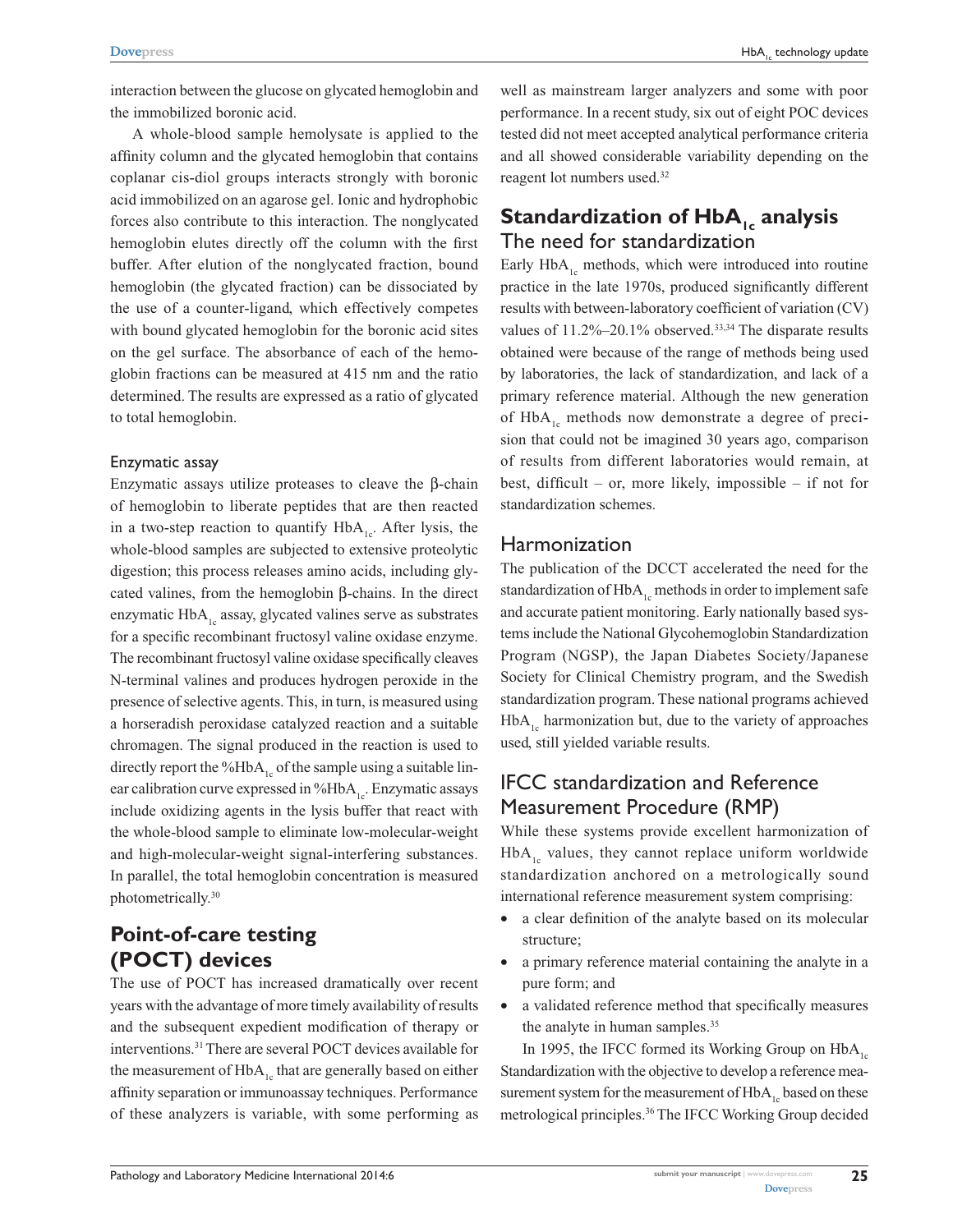interaction between the glucose on glycated hemoglobin and the immobilized boronic acid.

A whole-blood sample hemolysate is applied to the affinity column and the glycated hemoglobin that contains coplanar cis-diol groups interacts strongly with boronic acid immobilized on an agarose gel. Ionic and hydrophobic forces also contribute to this interaction. The nonglycated hemoglobin elutes directly off the column with the first buffer. After elution of the nonglycated fraction, bound hemoglobin (the glycated fraction) can be dissociated by the use of a counter-ligand, which effectively competes with bound glycated hemoglobin for the boronic acid sites on the gel surface. The absorbance of each of the hemoglobin fractions can be measured at 415 nm and the ratio determined. The results are expressed as a ratio of glycated to total hemoglobin.

### Enzymatic assay

Enzymatic assays utilize proteases to cleave the β-chain of hemoglobin to liberate peptides that are then reacted in a two-step reaction to quantify $HbA_{1c}$. After lysis, the whole-blood samples are subjected to extensive proteolytic digestion; this process releases amino acids, including glycated valines, from the hemoglobin β-chains. In the direct enzymatic $HbA_{1c}$ assay, glycated valines serve as substrates for a specific recombinant fructosyl valine oxidase enzyme. The recombinant fructosyl valine oxidase specifically cleaves N-terminal valines and produces hydrogen peroxide in the presence of selective agents. This, in turn, is measured using a horseradish peroxidase catalyzed reaction and a suitable chromagen. The signal produced in the reaction is used to directly report the %$HbA_{1c}$ of the sample using a suitable linear calibration curve expressed in %$HbA_{1c}$. Enzymatic assays include oxidizing agents in the lysis buffer that react with the whole-blood sample to eliminate low-molecular-weight and high-molecular-weight signal-interfering substances. In parallel, the total hemoglobin concentration is measured photometrically.[30]

## Point-of-care testing (POCT) devices

The use of POCT has increased dramatically over recent years with the advantage of more timely availability of results and the subsequent expedient modification of therapy or interventions.[31] There are several POCT devices available for the measurement of $HbA_{1c}$ that are generally based on either affinity separation or immunoassay techniques. Performance of these analyzers is variable, with some performing as well as mainstream larger analyzers and some with poor performance. In a recent study, six out of eight POC devices tested did not meet accepted analytical performance criteria and all showed considerable variability depending on the reagent lot numbers used.[32]

## Standardization of $HbA_{1c}$ analysis

### The need for standardization

Early $HbA_{1c}$ methods, which were introduced into routine practice in the late 1970s, produced significantly different results with between-laboratory coefficient of variation (CV) values of 11.2%–20.1% observed.[33,34] The disparate results obtained were because of the range of methods being used by laboratories, the lack of standardization, and lack of a primary reference material. Although the new generation of $HbA_{1c}$ methods now demonstrate a degree of precision that could not be imagined 30 years ago, comparison of results from different laboratories would remain, at best, difficult – or, more likely, impossible – if not for standardization schemes.

### Harmonization

The publication of the DCCT accelerated the need for the standardization of $HbA_{1c}$ methods in order to implement safe and accurate patient monitoring. Early nationally based systems include the National Glycohemoglobin Standardization Program (NGSP), the Japan Diabetes Society/Japanese Society for Clinical Chemistry program, and the Swedish standardization program. These national programs achieved $HbA_{1c}$ harmonization but, due to the variety of approaches used, still yielded variable results.

### IFCC standardization and Reference Measurement Procedure (RMP)

While these systems provide excellent harmonization of $HbA_{1c}$ values, they cannot replace uniform worldwide standardization anchored on a metrologically sound international reference measurement system comprising:

- a clear definition of the analyte based on its molecular structure;
- a primary reference material containing the analyte in a pure form; and
- a validated reference method that specifically measures the analyte in human samples.[35]

In 1995, the IFCC formed its Working Group on $HbA_{1c}$ Standardization with the objective to develop a reference measurement system for the measurement of $HbA_{1c}$ based on these metrological principles.[36] The IFCC Working Group decided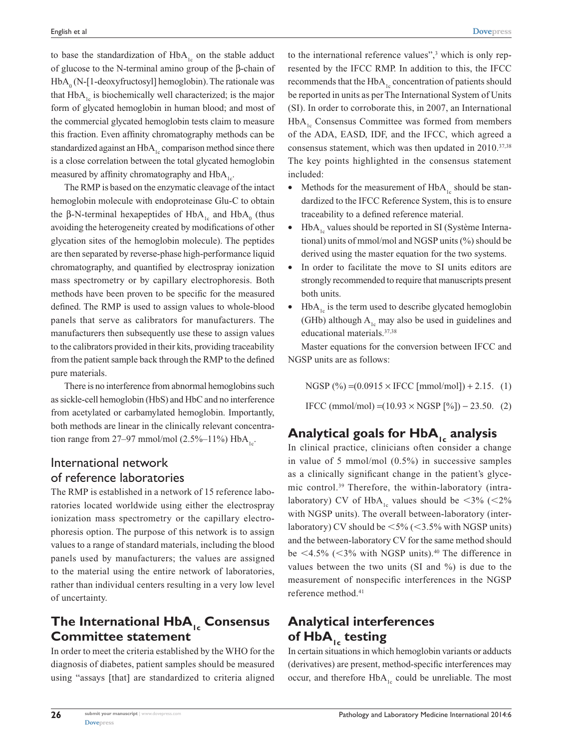to base the standardization of $HbA_{1c}$ on the stable adduct of glucose to the N-terminal amino group of the β-chain of $HbA_0$ (N-[1-deoxyfructosyl] hemoglobin). The rationale was that $HbA_{1c}$ is biochemically well characterized; is the major form of glycated hemoglobin in human blood; and most of the commercial glycated hemoglobin tests claim to measure this fraction. Even affinity chromatography methods can be standardized against an $HbA_{1c}$ comparison method since there is a close correlation between the total glycated hemoglobin measured by affinity chromatography and $HbA_{1c}$.

The RMP is based on the enzymatic cleavage of the intact hemoglobin molecule with endoproteinase Glu-C to obtain the β-N-terminal hexapeptides of $HbA_{1c}$ and $HbA_0$ (thus avoiding the heterogeneity created by modifications of other glycation sites of the hemoglobin molecule). The peptides are then separated by reverse-phase high-performance liquid chromatography, and quantified by electrospray ionization mass spectrometry or by capillary electrophoresis. Both methods have been proven to be specific for the measured defined. The RMP is used to assign values to whole-blood panels that serve as calibrators for manufacturers. The manufacturers then subsequently use these to assign values to the calibrators provided in their kits, providing traceability from the patient sample back through the RMP to the defined pure materials.

There is no interference from abnormal hemoglobins such as sickle-cell hemoglobin (HbS) and HbC and no interference from acetylated or carbamylated hemoglobin. Importantly, both methods are linear in the clinically relevant concentration range from 27–97 mmol/mol (2.5%–11%) $HbA_{1c}$.

## International network of reference laboratories

The RMP is established in a network of 15 reference laboratories located worldwide using either the electrospray ionization mass spectrometry or the capillary electrophoresis option. The purpose of this network is to assign values to a range of standard materials, including the blood panels used by manufacturers; the values are assigned to the material using the entire network of laboratories, rather than individual centers resulting in a very low level of uncertainty.

## The International $HbA_{1c}$ Consensus Committee statement

In order to meet the criteria established by the WHO for the diagnosis of diabetes, patient samples should be measured using "assays [that] are standardized to criteria aligned to the international reference values",[3] which is only represented by the IFCC RMP. In addition to this, the IFCC recommends that the $HbA_{1c}$ concentration of patients should be reported in units as per The International System of Units (SI). In order to corroborate this, in 2007, an International $HbA_{1c}$ Consensus Committee was formed from members of the ADA, EASD, IDF, and the IFCC, which agreed a consensus statement, which was then updated in 2010.[37,38] The key points highlighted in the consensus statement included:

- Methods for the measurement of $HbA_{1c}$ should be standardized to the IFCC Reference System, this is to ensure traceability to a defined reference material.
- $HbA_{1c}$ values should be reported in SI (Système International) units of mmol/mol and NGSP units (%) should be derived using the master equation for the two systems.
- In order to facilitate the move to SI units editors are strongly recommended to require that manuscripts present both units.
- $HbA_{1c}$ is the term used to describe glycated hemoglobin (GHb) although $A_{1c}$ may also be used in guidelines and educational materials.[37,38]

Master equations for the conversion between IFCC and NGSP units are as follows:

$$\text{NGSP (\%)} = (0.0915 \times \text{IFCC [mmol/mol]}) + 2.15. \quad (1)$$

$$\text{IFCC (mmol/mol)} = (10.93 \times \text{NGSP [\%]}) - 23.50. \quad (2)$$

## Analytical goals for $HbA_{1c}$ analysis

In clinical practice, clinicians often consider a change in value of 5 mmol/mol (0.5%) in successive samples as a clinically significant change in the patient's glycemic control.[39] Therefore, the within-laboratory (intra-laboratory) CV of $HbA_{1c}$ values should be <3% (<2% with NGSP units). The overall between-laboratory (inter-laboratory) CV should be <5% (<3.5% with NGSP units) and the between-laboratory CV for the same method should be <4.5% (<3% with NGSP units).[40] The difference in values between the two units (SI and %) is due to the measurement of nonspecific interferences in the NGSP reference method.[41]

## Analytical interferences of $HbA_{1c}$ testing

In certain situations in which hemoglobin variants or adducts (derivatives) are present, method-specific interferences may occur, and therefore $HbA_{1c}$ could be unreliable. The most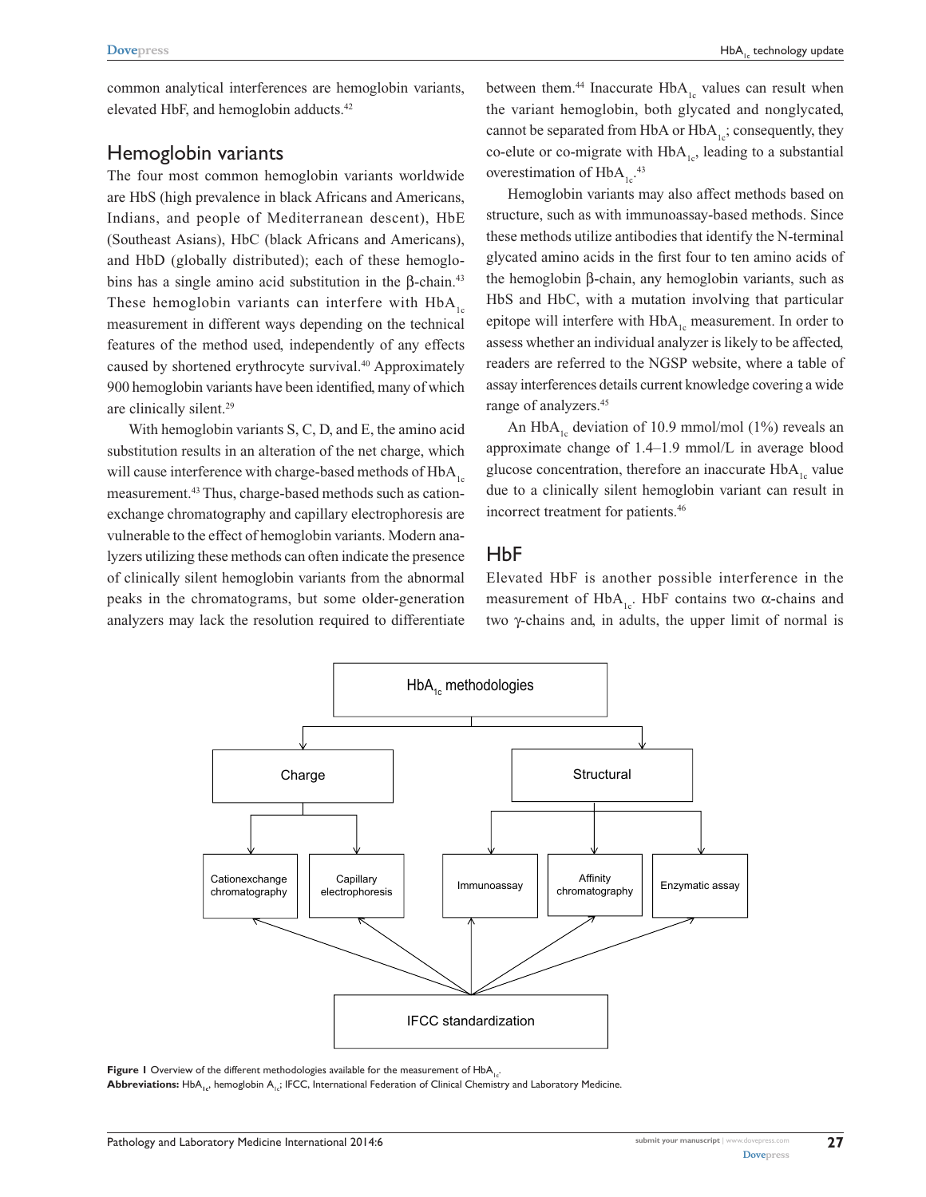common analytical interferences are hemoglobin variants, elevated HbF, and hemoglobin adducts.[42]

## Hemoglobin variants

The four most common hemoglobin variants worldwide are HbS (high prevalence in black Africans and Americans, Indians, and people of Mediterranean descent), HbE (Southeast Asians), HbC (black Africans and Americans), and HbD (globally distributed); each of these hemoglobins has a single amino acid substitution in the β-chain.[43] These hemoglobin variants can interfere with $HbA_{1c}$ measurement in different ways depending on the technical features of the method used, independently of any effects caused by shortened erythrocyte survival.[40] Approximately 900 hemoglobin variants have been identified, many of which are clinically silent.[29]

With hemoglobin variants S, C, D, and E, the amino acid substitution results in an alteration of the net charge, which will cause interference with charge-based methods of $HbA_{1c}$ measurement.[43] Thus, charge-based methods such as cation-exchange chromatography and capillary electrophoresis are vulnerable to the effect of hemoglobin variants. Modern analyzers utilizing these methods can often indicate the presence of clinically silent hemoglobin variants from the abnormal peaks in the chromatograms, but some older-generation analyzers may lack the resolution required to differentiate between them.[44] Inaccurate $HbA_{1c}$ values can result when the variant hemoglobin, both glycated and nonglycated, cannot be separated from HbA or $HbA_{1c}$; consequently, they co-elute or co-migrate with $HbA_{1c}$, leading to a substantial overestimation of $HbA_{1c}$.[43]

Hemoglobin variants may also affect methods based on structure, such as with immunoassay-based methods. Since these methods utilize antibodies that identify the N-terminal glycated amino acids in the first four to ten amino acids of the hemoglobin β-chain, any hemoglobin variants, such as HbS and HbC, with a mutation involving that particular epitope will interfere with $HbA_{1c}$ measurement. In order to assess whether an individual analyzer is likely to be affected, readers are referred to the NGSP website, where a table of assay interferences details current knowledge covering a wide range of analyzers.[45]

An $HbA_{1c}$ deviation of 10.9 mmol/mol (1%) reveals an approximate change of 1.4–1.9 mmol/L in average blood glucose concentration, therefore an inaccurate $HbA_{1c}$ value due to a clinically silent hemoglobin variant can result in incorrect treatment for patients.[46]

## HbF

Elevated HbF is another possible interference in the measurement of $HbA_{1c}$. HbF contains two α-chains and two γ-chains and, in adults, the upper limit of normal is

**Figure 1** Overview of the different methodologies available for the measurement of $HbA_{1c}$.

**Abbreviations:** $HbA_{1c}$, hemoglobin $A_{1c}$; IFCC, International Federation of Clinical Chemistry and Laboratory Medicine.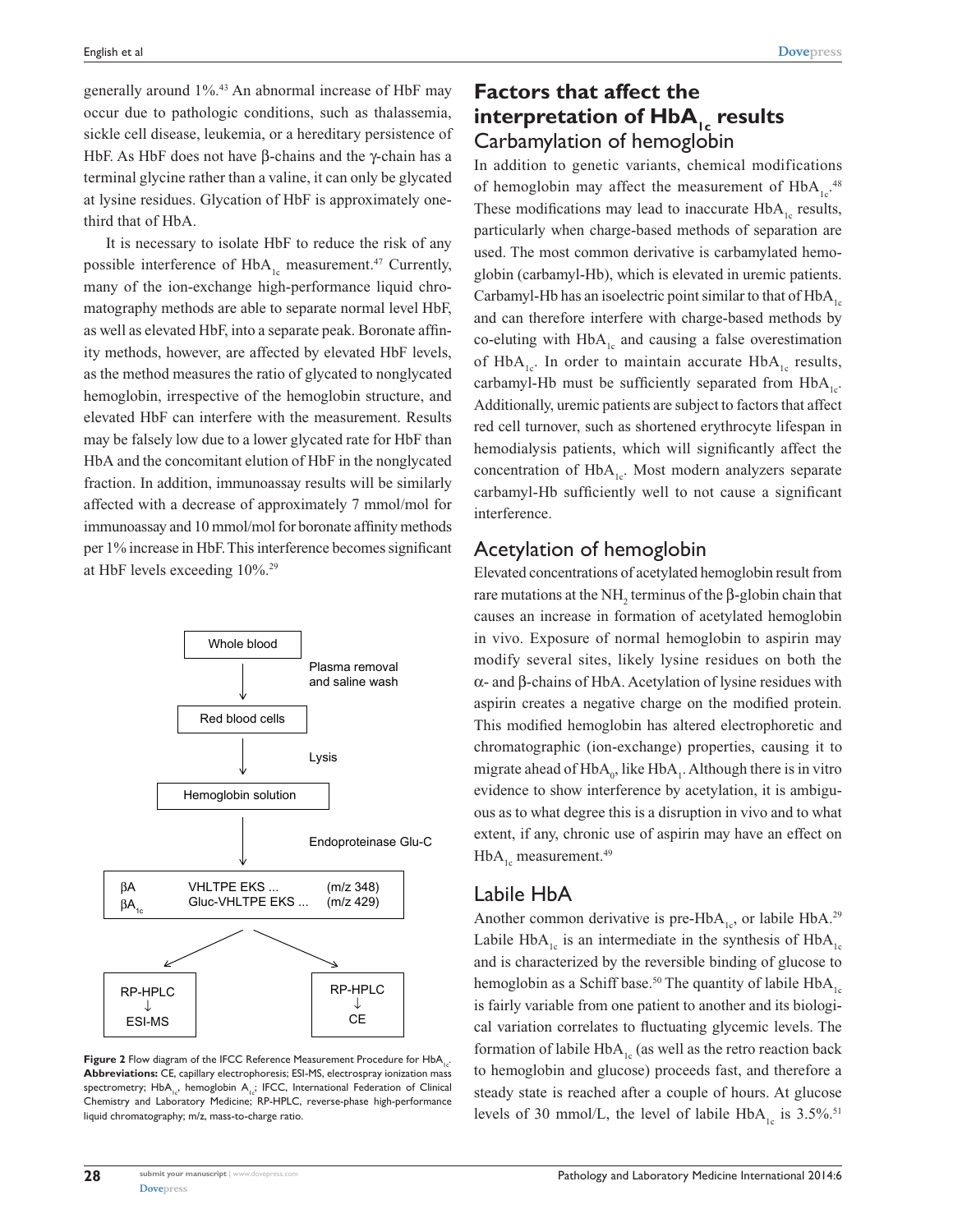generally around 1%.[43] An abnormal increase of HbF may occur due to pathologic conditions, such as thalassemia, sickle cell disease, leukemia, or a hereditary persistence of HbF. As HbF does not have β-chains and the γ-chain has a terminal glycine rather than a valine, it can only be glycated at lysine residues. Glycation of HbF is approximately one-third that of HbA.

It is necessary to isolate HbF to reduce the risk of any possible interference of $HbA_{1c}$ measurement.[47] Currently, many of the ion-exchange high-performance liquid chromatography methods are able to separate normal level HbF, as well as elevated HbF, into a separate peak. Boronate affinity methods, however, are affected by elevated HbF levels, as the method measures the ratio of glycated to nonglycated hemoglobin, irrespective of the hemoglobin structure, and elevated HbF can interfere with the measurement. Results may be falsely low due to a lower glycated rate for HbF than HbA and the concomitant elution of HbF in the nonglycated fraction. In addition, immunoassay results will be similarly affected with a decrease of approximately 7 mmol/mol for immunoassay and 10 mmol/mol for boronate affinity methods per 1% increase in HbF. This interference becomes significant at HbF levels exceeding 10%.[29]

```
Whole blood
    |   Plasma removal and saline wash
    v
Red blood cells
    |   Lysis
    v
Hemoglobin solution
    |   Endoproteinase Glu-C
    v
βA       VHLTPE EKS ...        (m/z 348)
βA1c     Gluc-VHLTPE EKS ...   (m/z 429)
    /                \
RP-HPLC            RP-HPLC
   ↓                  ↓
ESI-MS               CE
```

**Figure 2** Flow diagram of the IFCC Reference Measurement Procedure for $HbA_{1c}$.
**Abbreviations:** CE, capillary electrophoresis; ESI-MS, electrospray ionization mass spectrometry; $HbA_{1c}$, hemoglobin $A_{1c}$; IFCC, International Federation of Clinical Chemistry and Laboratory Medicine; RP-HPLC, reverse-phase high-performance liquid chromatography; m/z, mass-to-charge ratio.

## Factors that affect the interpretation of $HbA_{1c}$ results

### Carbamylation of hemoglobin

In addition to genetic variants, chemical modifications of hemoglobin may affect the measurement of $HbA_{1c}$.[48] These modifications may lead to inaccurate $HbA_{1c}$ results, particularly when charge-based methods of separation are used. The most common derivative is carbamylated hemoglobin (carbamyl-Hb), which is elevated in uremic patients. Carbamyl-Hb has an isoelectric point similar to that of $HbA_{1c}$ and can therefore interfere with charge-based methods by co-eluting with $HbA_{1c}$ and causing a false overestimation of $HbA_{1c}$. In order to maintain accurate $HbA_{1c}$ results, carbamyl-Hb must be sufficiently separated from $HbA_{1c}$. Additionally, uremic patients are subject to factors that affect red cell turnover, such as shortened erythrocyte lifespan in hemodialysis patients, which will significantly affect the concentration of $HbA_{1c}$. Most modern analyzers separate carbamyl-Hb sufficiently well to not cause a significant interference.

### Acetylation of hemoglobin

Elevated concentrations of acetylated hemoglobin result from rare mutations at the $NH_2$ terminus of the β-globin chain that causes an increase in formation of acetylated hemoglobin in vivo. Exposure of normal hemoglobin to aspirin may modify several sites, likely lysine residues on both the α- and β-chains of HbA. Acetylation of lysine residues with aspirin creates a negative charge on the modified protein. This modified hemoglobin has altered electrophoretic and chromatographic (ion-exchange) properties, causing it to migrate ahead of $HbA_0$, like $HbA_1$. Although there is in vitro evidence to show interference by acetylation, it is ambiguous as to what degree this is a disruption in vivo and to what extent, if any, chronic use of aspirin may have an effect on $HbA_{1c}$ measurement.[49]

### Labile HbA

Another common derivative is pre-$HbA_{1c}$, or labile HbA.[29] Labile $HbA_{1c}$ is an intermediate in the synthesis of $HbA_{1c}$ and is characterized by the reversible binding of glucose to hemoglobin as a Schiff base.[50] The quantity of labile $HbA_{1c}$ is fairly variable from one patient to another and its biological variation correlates to fluctuating glycemic levels. The formation of labile $HbA_{1c}$ (as well as the retro reaction back to hemoglobin and glucose) proceeds fast, and therefore a steady state is reached after a couple of hours. At glucose levels of 30 mmol/L, the level of labile $HbA_{1c}$ is 3.5%.[51]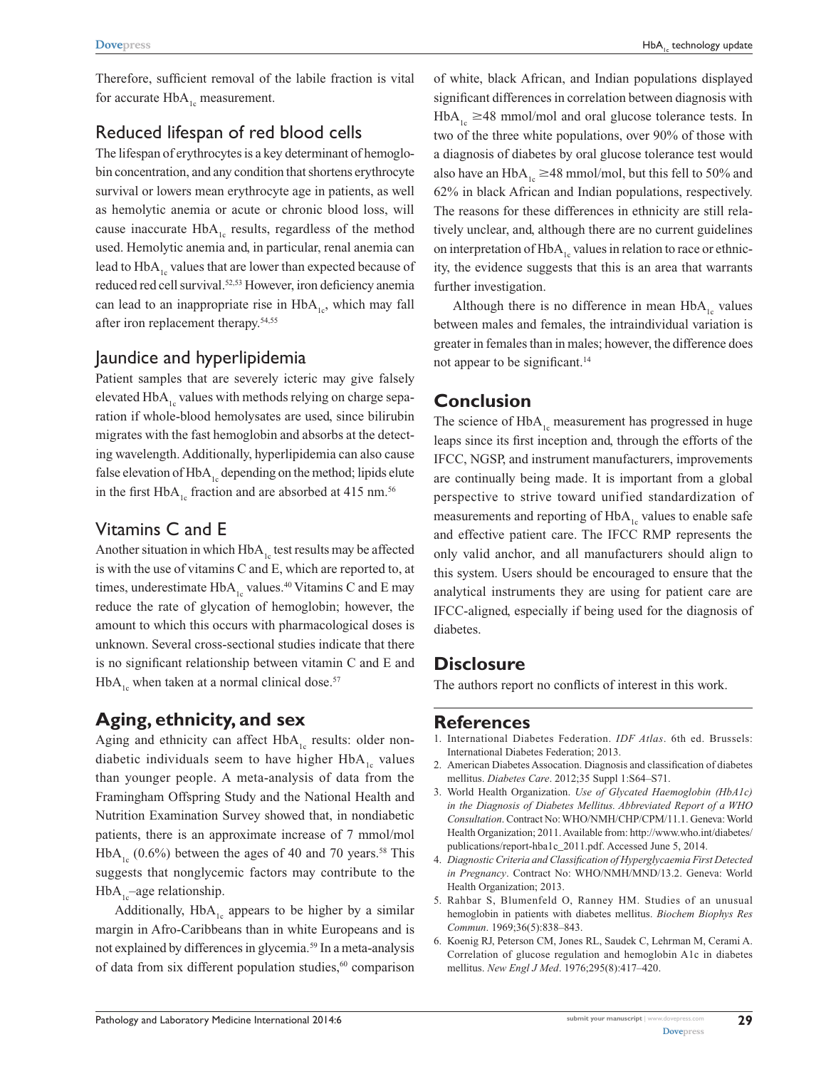Therefore, sufficient removal of the labile fraction is vital for accurate $HbA_{1c}$ measurement.

### Reduced lifespan of red blood cells

The lifespan of erythrocytes is a key determinant of hemoglobin concentration, and any condition that shortens erythrocyte survival or lowers mean erythrocyte age in patients, as well as hemolytic anemia or acute or chronic blood loss, will cause inaccurate $HbA_{1c}$ results, regardless of the method used. Hemolytic anemia and, in particular, renal anemia can lead to $HbA_{1c}$ values that are lower than expected because of reduced red cell survival.[52,53] However, iron deficiency anemia can lead to an inappropriate rise in $HbA_{1c}$, which may fall after iron replacement therapy.[54,55]

### Jaundice and hyperlipidemia

Patient samples that are severely icteric may give falsely elevated $HbA_{1c}$ values with methods relying on charge separation if whole-blood hemolysates are used, since bilirubin migrates with the fast hemoglobin and absorbs at the detecting wavelength. Additionally, hyperlipidemia can also cause false elevation of $HbA_{1c}$ depending on the method; lipids elute in the first $HbA_{1c}$ fraction and are absorbed at 415 nm.[56]

### Vitamins C and E

Another situation in which $HbA_{1c}$ test results may be affected is with the use of vitamins C and E, which are reported to, at times, underestimate $HbA_{1c}$ values.[40] Vitamins C and E may reduce the rate of glycation of hemoglobin; however, the amount to which this occurs with pharmacological doses is unknown. Several cross-sectional studies indicate that there is no significant relationship between vitamin C and E and $HbA_{1c}$ when taken at a normal clinical dose.[57]

## Aging, ethnicity, and sex

Aging and ethnicity can affect $HbA_{1c}$ results: older nondiabetic individuals seem to have higher $HbA_{1c}$ values than younger people. A meta-analysis of data from the Framingham Offspring Study and the National Health and Nutrition Examination Survey showed that, in nondiabetic patients, there is an approximate increase of 7 mmol/mol $HbA_{1c}$ (0.6%) between the ages of 40 and 70 years.[58] This suggests that nonglycemic factors may contribute to the $HbA_{1c}$–age relationship.

Additionally, $HbA_{1c}$ appears to be higher by a similar margin in Afro-Caribbeans than in white Europeans and is not explained by differences in glycemia.[59] In a meta-analysis of data from six different population studies,[60] comparison of white, black African, and Indian populations displayed significant differences in correlation between diagnosis with $HbA_{1c}$ $\geq$48 mmol/mol and oral glucose tolerance tests. In two of the three white populations, over 90% of those with a diagnosis of diabetes by oral glucose tolerance test would also have an $HbA_{1c}$ $\geq$48 mmol/mol, but this fell to 50% and 62% in black African and Indian populations, respectively. The reasons for these differences in ethnicity are still relatively unclear, and, although there are no current guidelines on interpretation of $HbA_{1c}$ values in relation to race or ethnicity, the evidence suggests that this is an area that warrants further investigation.

Although there is no difference in mean $HbA_{1c}$ values between males and females, the intraindividual variation is greater in females than in males; however, the difference does not appear to be significant.[14]

## Conclusion

The science of $HbA_{1c}$ measurement has progressed in huge leaps since its first inception and, through the efforts of the IFCC, NGSP, and instrument manufacturers, improvements are continually being made. It is important from a global perspective to strive toward unified standardization of measurements and reporting of $HbA_{1c}$ values to enable safe and effective patient care. The IFCC RMP represents the only valid anchor, and all manufacturers should align to this system. Users should be encouraged to ensure that the analytical instruments they are using for patient care are IFCC-aligned, especially if being used for the diagnosis of diabetes.

## Disclosure

The authors report no conflicts of interest in this work.

## References

1. International Diabetes Federation. *IDF Atlas*. 6th ed. Brussels: International Diabetes Federation; 2013.
2. American Diabetes Assocation. Diagnosis and classification of diabetes mellitus. *Diabetes Care*. 2012;35 Suppl 1:S64–S71.
3. World Health Organization. *Use of Glycated Haemoglobin (HbA1c) in the Diagnosis of Diabetes Mellitus. Abbreviated Report of a WHO Consultation*. Contract No: WHO/NMH/CHP/CPM/11.1. Geneva: World Health Organization; 2011. Available from: http://www.who.int/diabetes/publications/report-hba1c_2011.pdf. Accessed June 5, 2014.
4. *Diagnostic Criteria and Classification of Hyperglycaemia First Detected in Pregnancy*. Contract No: WHO/NMH/MND/13.2. Geneva: World Health Organization; 2013.
5. Rahbar S, Blumenfeld O, Ranney HM. Studies of an unusual hemoglobin in patients with diabetes mellitus. *Biochem Biophys Res Commun*. 1969;36(5):838–843.
6. Koenig RJ, Peterson CM, Jones RL, Saudek C, Lehrman M, Cerami A. Correlation of glucose regulation and hemoglobin A1c in diabetes mellitus. *New Engl J Med*. 1976;295(8):417–420.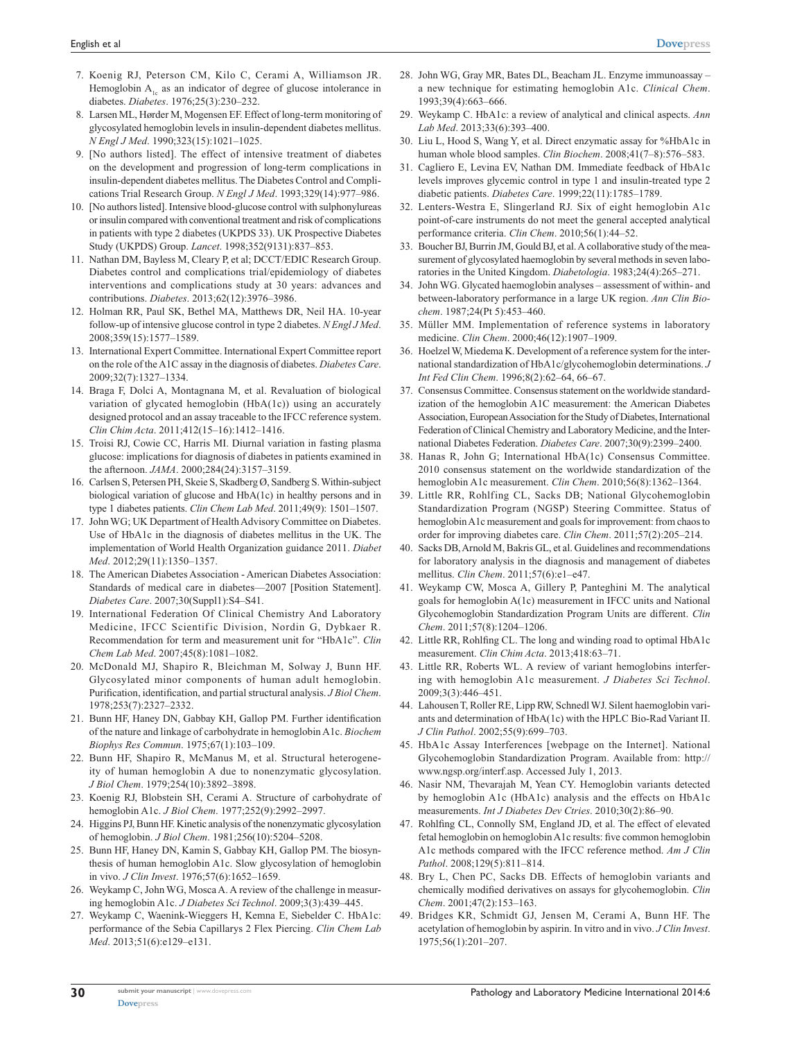7. Koenig RJ, Peterson CM, Kilo C, Cerami A, Williamson JR. Hemoglobin $A_{1c}$ as an indicator of degree of glucose intolerance in diabetes. *Diabetes*. 1976;25(3):230–232.
8. Larsen ML, Hørder M, Mogensen EF. Effect of long-term monitoring of glycosylated hemoglobin levels in insulin-dependent diabetes mellitus. *N Engl J Med*. 1990;323(15):1021–1025.
9. [No authors listed]. The effect of intensive treatment of diabetes on the development and progression of long-term complications in insulin-dependent diabetes mellitus. The Diabetes Control and Complications Trial Research Group. *N Engl J Med*. 1993;329(14):977–986.
10. [No authors listed]. Intensive blood-glucose control with sulphonylureas or insulin compared with conventional treatment and risk of complications in patients with type 2 diabetes (UKPDS 33). UK Prospective Diabetes Study (UKPDS) Group. *Lancet*. 1998;352(9131):837–853.
11. Nathan DM, Bayless M, Cleary P, et al; DCCT/EDIC Research Group. Diabetes control and complications trial/epidemiology of diabetes interventions and complications study at 30 years: advances and contributions. *Diabetes*. 2013;62(12):3976–3986.
12. Holman RR, Paul SK, Bethel MA, Matthews DR, Neil HA. 10-year follow-up of intensive glucose control in type 2 diabetes. *N Engl J Med*. 2008;359(15):1577–1589.
13. International Expert Committee. International Expert Committee report on the role of the A1C assay in the diagnosis of diabetes. *Diabetes Care*. 2009;32(7):1327–1334.
14. Braga F, Dolci A, Montagnana M, et al. Revaluation of biological variation of glycated hemoglobin (HbA(1c)) using an accurately designed protocol and an assay traceable to the IFCC reference system. *Clin Chim Acta*. 2011;412(15–16):1412–1416.
15. Troisi RJ, Cowie CC, Harris MI. Diurnal variation in fasting plasma glucose: implications for diagnosis of diabetes in patients examined in the afternoon. *JAMA*. 2000;284(24):3157–3159.
16. Carlsen S, Petersen PH, Skeie S, Skadberg Ø, Sandberg S. Within-subject biological variation of glucose and HbA(1c) in healthy persons and in type 1 diabetes patients. *Clin Chem Lab Med*. 2011;49(9): 1501–1507.
17. John WG; UK Department of Health Advisory Committee on Diabetes. Use of HbA1c in the diagnosis of diabetes mellitus in the UK. The implementation of World Health Organization guidance 2011. *Diabet Med*. 2012;29(11):1350–1357.
18. The American Diabetes Association - American Diabetes Association: Standards of medical care in diabetes—2007 [Position Statement]. *Diabetes Care*. 2007;30(Suppl1):S4–S41.
19. International Federation Of Clinical Chemistry And Laboratory Medicine, IFCC Scientific Division, Nordin G, Dybkaer R. Recommendation for term and measurement unit for "HbA1c". *Clin Chem Lab Med*. 2007;45(8):1081–1082.
20. McDonald MJ, Shapiro R, Bleichman M, Solway J, Bunn HF. Glycosylated minor components of human adult hemoglobin. Purification, identification, and partial structural analysis. *J Biol Chem*. 1978;253(7):2327–2332.
21. Bunn HF, Haney DN, Gabbay KH, Gallop PM. Further identification of the nature and linkage of carbohydrate in hemoglobin A1c. *Biochem Biophys Res Commun*. 1975;67(1):103–109.
22. Bunn HF, Shapiro R, McManus M, et al. Structural heterogeneity of human hemoglobin A due to nonenzymatic glycosylation. *J Biol Chem*. 1979;254(10):3892–3898.
23. Koenig RJ, Blobstein SH, Cerami A. Structure of carbohydrate of hemoglobin A1c. *J Biol Chem*. 1977;252(9):2992–2997.
24. Higgins PJ, Bunn HF. Kinetic analysis of the nonenzymatic glycosylation of hemoglobin. *J Biol Chem*. 1981;256(10):5204–5208.
25. Bunn HF, Haney DN, Kamin S, Gabbay KH, Gallop PM. The biosynthesis of human hemoglobin A1c. Slow glycosylation of hemoglobin in vivo. *J Clin Invest*. 1976;57(6):1652–1659.
26. Weykamp C, John WG, Mosca A. A review of the challenge in measuring hemoglobin A1c. *J Diabetes Sci Technol*. 2009;3(3):439–445.
27. Weykamp C, Waenink-Wieggers H, Kemna E, Siebelder C. HbA1c: performance of the Sebia Capillarys 2 Flex Piercing. *Clin Chem Lab Med*. 2013;51(6):e129–e131.
28. John WG, Gray MR, Bates DL, Beacham JL. Enzyme immunoassay – a new technique for estimating hemoglobin A1c. *Clinical Chem*. 1993;39(4):663–666.
29. Weykamp C. HbA1c: a review of analytical and clinical aspects. *Ann Lab Med*. 2013;33(6):393–400.
30. Liu L, Hood S, Wang Y, et al. Direct enzymatic assay for %HbA1c in human whole blood samples. *Clin Biochem*. 2008;41(7–8):576–583.
31. Cagliero E, Levina EV, Nathan DM. Immediate feedback of HbA1c levels improves glycemic control in type 1 and insulin-treated type 2 diabetic patients. *Diabetes Care*. 1999;22(11):1785–1789.
32. Lenters-Westra E, Slingerland RJ. Six of eight hemoglobin A1c point-of-care instruments do not meet the general accepted analytical performance criteria. *Clin Chem*. 2010;56(1):44–52.
33. Boucher BJ, Burrin JM, Gould BJ, et al. A collaborative study of the measurement of glycosylated haemoglobin by several methods in seven laboratories in the United Kingdom. *Diabetologia*. 1983;24(4):265–271.
34. John WG. Glycated haemoglobin analyses – assessment of within- and between-laboratory performance in a large UK region. *Ann Clin Biochem*. 1987;24(Pt 5):453–460.
35. Müller MM. Implementation of reference systems in laboratory medicine. *Clin Chem*. 2000;46(12):1907–1909.
36. Hoelzel W, Miedema K. Development of a reference system for the international standardization of HbA1c/glycohemoglobin determinations. *J Int Fed Clin Chem*. 1996;8(2):62–64, 66–67.
37. Consensus Committee. Consensus statement on the worldwide standardization of the hemoglobin A1C measurement: the American Diabetes Association, European Association for the Study of Diabetes, International Federation of Clinical Chemistry and Laboratory Medicine, and the International Diabetes Federation. *Diabetes Care*. 2007;30(9):2399–2400.
38. Hanas R, John G; International HbA(1c) Consensus Committee. 2010 consensus statement on the worldwide standardization of the hemoglobin A1c measurement. *Clin Chem*. 2010;56(8):1362–1364.
39. Little RR, Rohlfing CL, Sacks DB; National Glycohemoglobin Standardization Program (NGSP) Steering Committee. Status of hemoglobin A1c measurement and goals for improvement: from chaos to order for improving diabetes care. *Clin Chem*. 2011;57(2):205–214.
40. Sacks DB, Arnold M, Bakris GL, et al. Guidelines and recommendations for laboratory analysis in the diagnosis and management of diabetes mellitus. *Clin Chem*. 2011;57(6):e1–e47.
41. Weykamp CW, Mosca A, Gillery P, Panteghini M. The analytical goals for hemoglobin A(1c) measurement in IFCC units and National Glycohemoglobin Standardization Program Units are different. *Clin Chem*. 2011;57(8):1204–1206.
42. Little RR, Rohlfing CL. The long and winding road to optimal HbA1c measurement. *Clin Chim Acta*. 2013;418:63–71.
43. Little RR, Roberts WL. A review of variant hemoglobins interfering with hemoglobin A1c measurement. *J Diabetes Sci Technol*. 2009;3(3):446–451.
44. Lahousen T, Roller RE, Lipp RW, Schnedl WJ. Silent haemoglobin variants and determination of HbA(1c) with the HPLC Bio-Rad Variant II. *J Clin Pathol*. 2002;55(9):699–703.
45. HbA1c Assay Interferences [webpage on the Internet]. National Glycohemoglobin Standardization Program. Available from: http://www.ngsp.org/interf.asp. Accessed July 1, 2013.
46. Nasir NM, Thevarajah M, Yean CY. Hemoglobin variants detected by hemoglobin A1c (HbA1c) analysis and the effects on HbA1c measurements. *Int J Diabetes Dev Ctries*. 2010;30(2):86–90.
47. Rohlfing CL, Connolly SM, England JD, et al. The effect of elevated fetal hemoglobin on hemoglobin A1c results: five common hemoglobin A1c methods compared with the IFCC reference method. *Am J Clin Pathol*. 2008;129(5):811–814.
48. Bry L, Chen PC, Sacks DB. Effects of hemoglobin variants and chemically modified derivatives on assays for glycohemoglobin. *Clin Chem*. 2001;47(2):153–163.
49. Bridges KR, Schmidt GJ, Jensen M, Cerami A, Bunn HF. The acetylation of hemoglobin by aspirin. In vitro and in vivo. *J Clin Invest*. 1975;56(1):201–207.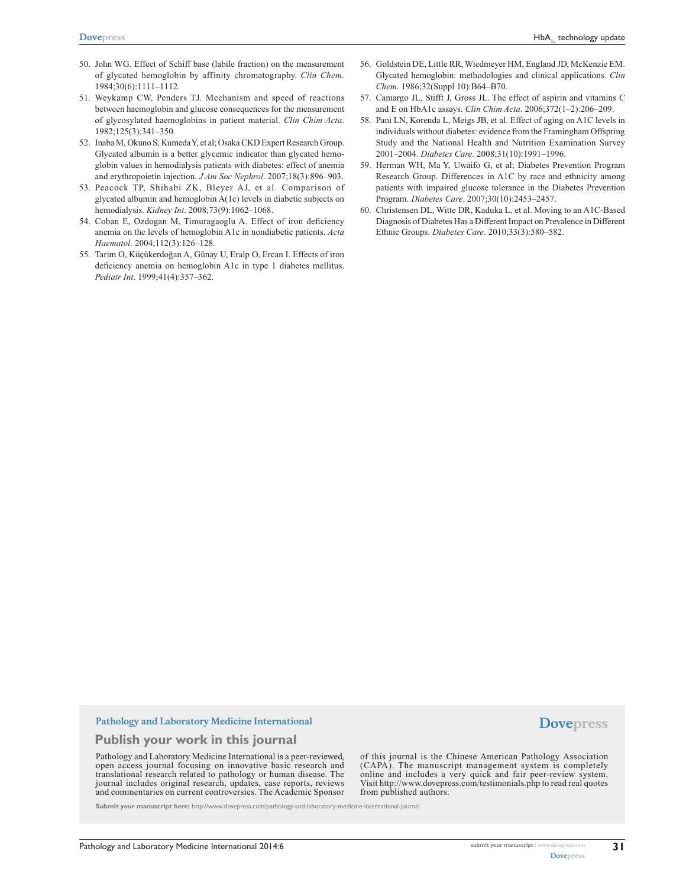50. John WG. Effect of Schiff base (labile fraction) on the measurement of glycated hemoglobin by affinity chromatography. *Clin Chem*. 1984;30(6):1111–1112.
51. Weykamp CW, Penders TJ. Mechanism and speed of reactions between haemoglobin and glucose consequences for the measurement of glycosylated haemoglobins in patient material. *Clin Chim Acta*. 1982;125(3):341–350.
52. Inaba M, Okuno S, Kumeda Y, et al; Osaka CKD Expert Research Group. Glycated albumin is a better glycemic indicator than glycated hemoglobin values in hemodialysis patients with diabetes: effect of anemia and erythropoietin injection. *J Am Soc Nephrol*. 2007;18(3):896–903.
53. Peacock TP, Shihabi ZK, Bleyer AJ, et al. Comparison of glycated albumin and hemoglobin A(1c) levels in diabetic subjects on hemodialysis. *Kidney Int*. 2008;73(9):1062–1068.
54. Coban E, Ozdogan M, Timuragaoglu A. Effect of iron deficiency anemia on the levels of hemoglobin A1c in nondiabetic patients. *Acta Haematol*. 2004;112(3):126–128.
55. Tarim O, Küçükerdoğan A, Günay U, Eralp O, Ercan I. Effects of iron deficiency anemia on hemoglobin A1c in type 1 diabetes mellitus. *Pediatr Int*. 1999;41(4):357–362.
56. Goldstein DE, Little RR, Wiedmeyer HM, England JD, McKenzie EM. Glycated hemoglobin: methodologies and clinical applications. *Clin Chem*. 1986;32(Suppl 10):B64–B70.
57. Camargo JL, Stifft J, Gross JL. The effect of aspirin and vitamins C and E on HbA1c assays. *Clin Chim Acta*. 2006;372(1–2):206–209.
58. Pani LN, Korenda L, Meigs JB, et al. Effect of aging on A1C levels in individuals without diabetes: evidence from the Framingham Offspring Study and the National Health and Nutrition Examination Survey 2001–2004. *Diabetes Care*. 2008;31(10):1991–1996.
59. Herman WH, Ma Y, Uwaifo G, et al; Diabetes Prevention Program Research Group. Differences in A1C by race and ethnicity among patients with impaired glucose tolerance in the Diabetes Prevention Program. *Diabetes Care*. 2007;30(10):2453–2457.
60. Christensen DL, Witte DR, Kaduka L, et al. Moving to an A1C-Based Diagnosis of Diabetes Has a Different Impact on Prevalence in Different Ethnic Groups. *Diabetes Care*. 2010;33(3):580–582.

**Pathology and Laboratory Medicine International**

## Publish your work in this journal

Pathology and Laboratory Medicine International is a peer-reviewed, open access journal focusing on innovative basic research and translational research related to pathology or human disease. The journal includes original research, updates, case reports, reviews and commentaries on current controversies. The Academic Sponsor of this journal is the Chinese American Pathology Association (CAPA). The manuscript management system is completely online and includes a very quick and fair peer-review system. Visit http://www.dovepress.com/testimonials.php to read real quotes from published authors.

**Submit your manuscript here:** http://www.dovepress.com/pathology-and-laboratory-medicine-international-journal